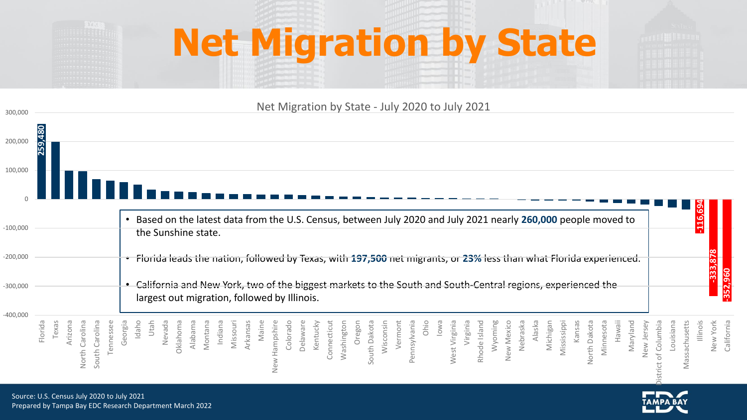# Net Migration by State

Net Migration by State - July 2020 to July 2021

| State | Net Migration |
|---|---|
| Florida | 259,480 |
| Illinois | -116,694 |
| New York | -333,878 |
| California | -352,960 |

- Based on the latest data from the U.S. Census, between July 2020 and July 2021 nearly **260,000** people moved to the Sunshine state.
- Florida leads the nation, followed by Texas, with **197,500** net migrants, or **23%** less than what Florida experienced.
- California and New York, two of the biggest markets to the South and South-Central regions, experienced the largest out migration, followed by Illinois.

Source: U.S. Census July 2020 to July 2021
Prepared by Tampa Bay EDC Research Department March 2022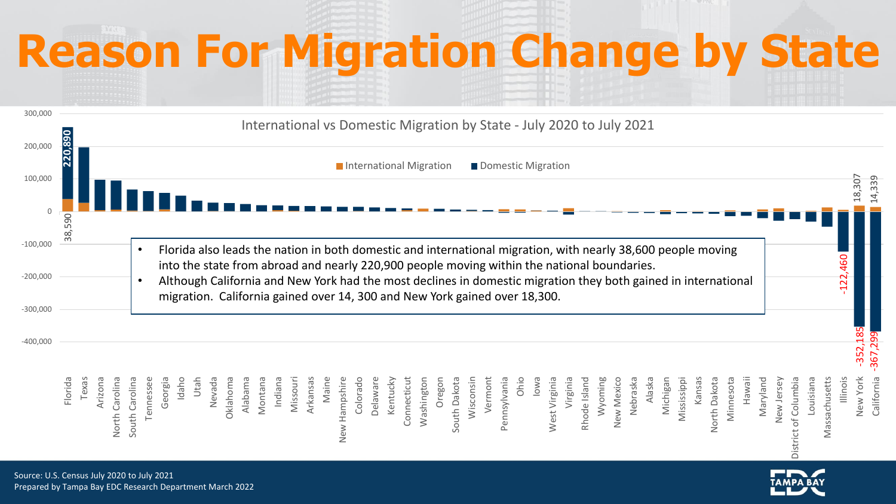# Reason For Migration Change by State

International vs Domestic Migration by State - July 2020 to July 2021

International Migration | Domestic Migration

300,000
200,000
100,000
0
-100,000
-200,000
-300,000
-400,000

220,890
38,590
18,307
14,339
-122,460
-352,185
-367,299

- Florida also leads the nation in both domestic and international migration, with nearly 38,600 people moving into the state from abroad and nearly 220,900 people moving within the national boundaries.
- Although California and New York had the most declines in domestic migration they both gained in international migration. California gained over 14, 300 and New York gained over 18,300.

Florida, Texas, Arizona, North Carolina, South Carolina, Tennessee, Georgia, Idaho, Utah, Nevada, Oklahoma, Alabama, Montana, Indiana, Missouri, Arkansas, Maine, New Hampshire, Colorado, Delaware, Kentucky, Connecticut, Washington, Oregon, South Dakota, Wisconsin, Vermont, Pennsylvania, Ohio, Iowa, West Virginia, Virginia, Rhode Island, Wyoming, New Mexico, Nebraska, Alaska, Michigan, Mississippi, Kansas, North Dakota, Minnesota, Hawaii, Maryland, New Jersey, District of Columbia, Louisiana, Massachusetts, Illinois, New York, California

Source: U.S. Census July 2020 to July 2021
Prepared by Tampa Bay EDC Research Department March 2022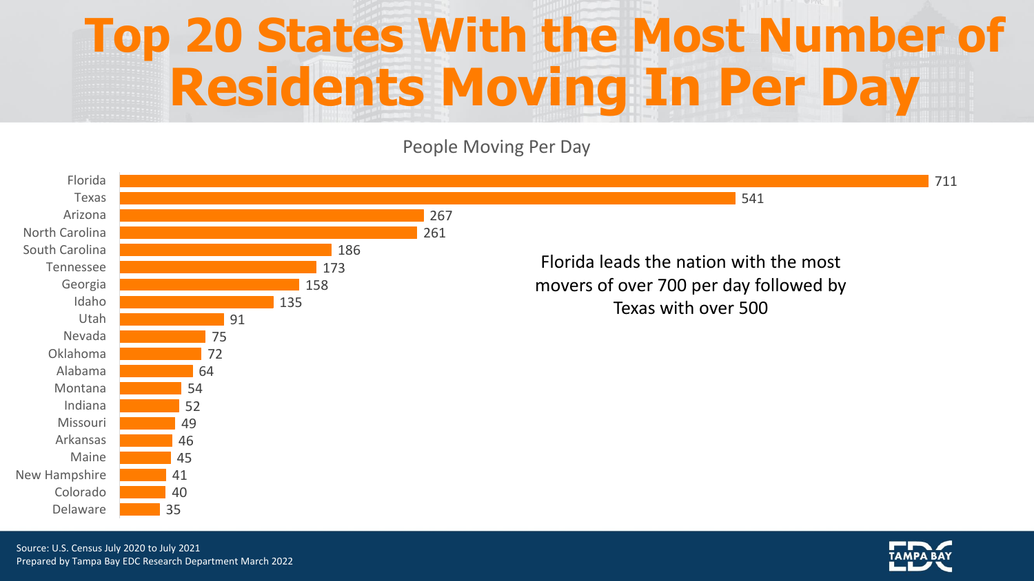# Top 20 States With the Most Number of Residents Moving In Per Day

People Moving Per Day

| State | People Moving Per Day |
| --- | --- |
| Florida | 711 |
| Texas | 541 |
| Arizona | 267 |
| North Carolina | 261 |
| South Carolina | 186 |
| Tennessee | 173 |
| Georgia | 158 |
| Idaho | 135 |
| Utah | 91 |
| Nevada | 75 |
| Oklahoma | 72 |
| Alabama | 64 |
| Montana | 54 |
| Indiana | 52 |
| Missouri | 49 |
| Arkansas | 46 |
| Maine | 45 |
| New Hampshire | 41 |
| Colorado | 40 |
| Delaware | 35 |

Florida leads the nation with the most movers of over 700 per day followed by Texas with over 500

Source: U.S. Census July 2020 to July 2021
Prepared by Tampa Bay EDC Research Department March 2022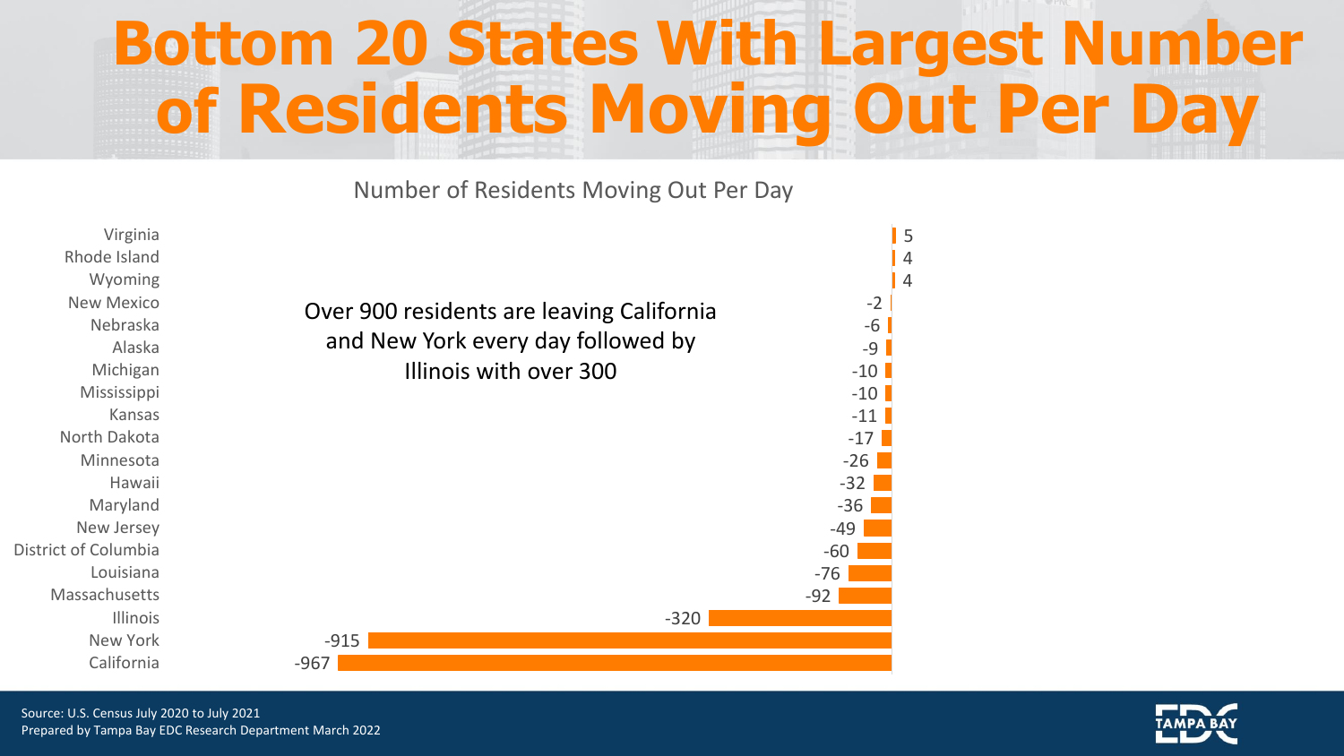# Bottom 20 States With Largest Number of Residents Moving Out Per Day

Number of Residents Moving Out Per Day

| State | Number of Residents Moving Out Per Day |
| --- | --- |
| Virginia | 5 |
| Rhode Island | 4 |
| Wyoming | 4 |
| New Mexico | -2 |
| Nebraska | -6 |
| Alaska | -9 |
| Michigan | -10 |
| Mississippi | -10 |
| Kansas | -11 |
| North Dakota | -17 |
| Minnesota | -26 |
| Hawaii | -32 |
| Maryland | -36 |
| New Jersey | -49 |
| District of Columbia | -60 |
| Louisiana | -76 |
| Massachusetts | -92 |
| Illinois | -320 |
| New York | -915 |
| California | -967 |

Over 900 residents are leaving California and New York every day followed by Illinois with over 300

Source: U.S. Census July 2020 to July 2021
Prepared by Tampa Bay EDC Research Department March 2022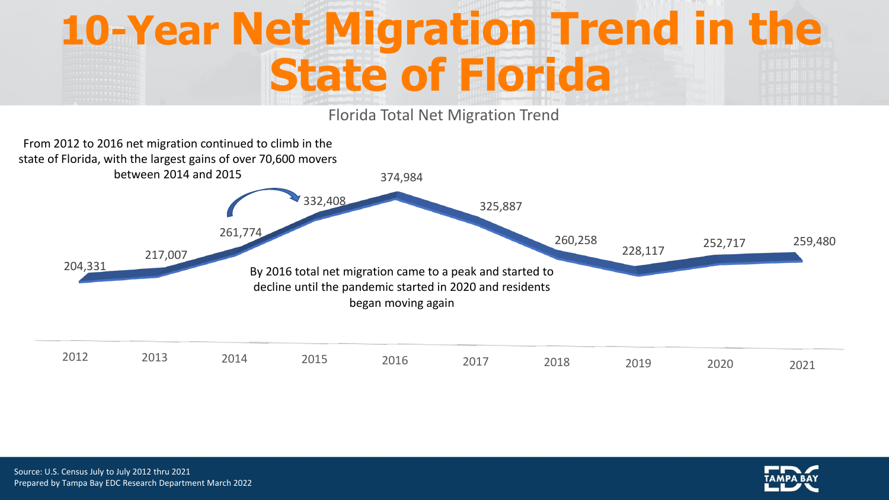# 10-Year Net Migration Trend in the State of Florida

Florida Total Net Migration Trend

From 2012 to 2016 net migration continued to climb in the state of Florida, with the largest gains of over 70,600 movers between 2014 and 2015

204,331
217,007
261,774
332,408
374,984
325,887
260,258
228,117
252,717
259,480

By 2016 total net migration came to a peak and started to decline until the pandemic started in 2020 and residents began moving again

2012
2013
2014
2015
2016
2017
2018
2019
2020
2021

Source: U.S. Census July to July 2012 thru 2021
Prepared by Tampa Bay EDC Research Department March 2022